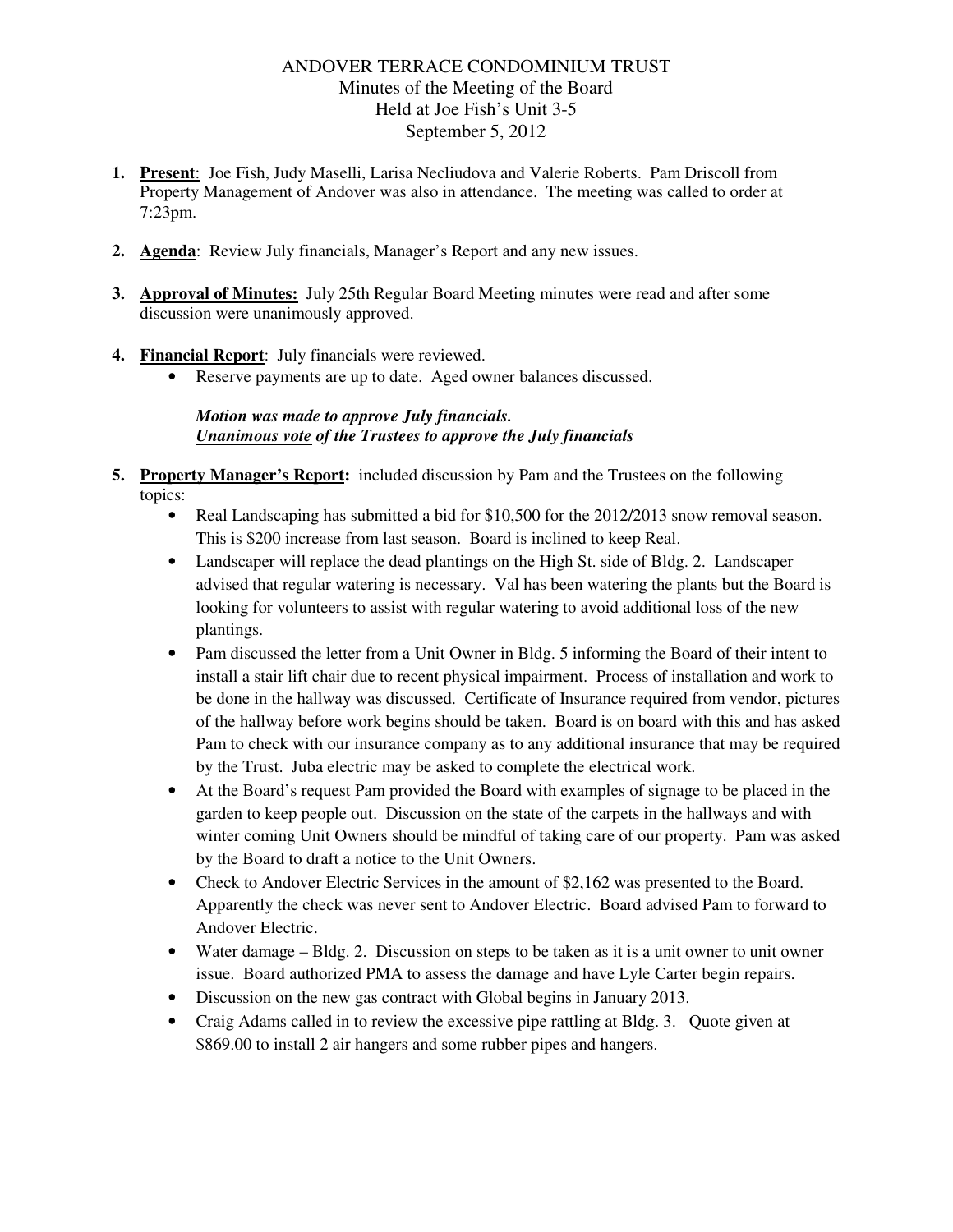# ANDOVER TERRACE CONDOMINIUM TRUST

Minutes of the Meeting of the Board
Held at Joe Fish's Unit 3-5
September 5, 2012

1. **Present**: Joe Fish, Judy Maselli, Larisa Necliudova and Valerie Roberts. Pam Driscoll from Property Management of Andover was also in attendance. The meeting was called to order at 7:23pm.

2. **Agenda**: Review July financials, Manager's Report and any new issues.

3. **Approval of Minutes:** July 25th Regular Board Meeting minutes were read and after some discussion were unanimously approved.

4. **Financial Report**: July financials were reviewed.
   - Reserve payments are up to date. Aged owner balances discussed.

   ***Motion was made to approve July financials.***
   ***Unanimous vote of the Trustees to approve the July financials***

5. **Property Manager's Report:** included discussion by Pam and the Trustees on the following topics:
   - Real Landscaping has submitted a bid for $10,500 for the 2012/2013 snow removal season. This is $200 increase from last season. Board is inclined to keep Real.
   - Landscaper will replace the dead plantings on the High St. side of Bldg. 2. Landscaper advised that regular watering is necessary. Val has been watering the plants but the Board is looking for volunteers to assist with regular watering to avoid additional loss of the new plantings.
   - Pam discussed the letter from a Unit Owner in Bldg. 5 informing the Board of their intent to install a stair lift chair due to recent physical impairment. Process of installation and work to be done in the hallway was discussed. Certificate of Insurance required from vendor, pictures of the hallway before work begins should be taken. Board is on board with this and has asked Pam to check with our insurance company as to any additional insurance that may be required by the Trust. Juba electric may be asked to complete the electrical work.
   - At the Board's request Pam provided the Board with examples of signage to be placed in the garden to keep people out. Discussion on the state of the carpets in the hallways and with winter coming Unit Owners should be mindful of taking care of our property. Pam was asked by the Board to draft a notice to the Unit Owners.
   - Check to Andover Electric Services in the amount of $2,162 was presented to the Board. Apparently the check was never sent to Andover Electric. Board advised Pam to forward to Andover Electric.
   - Water damage – Bldg. 2. Discussion on steps to be taken as it is a unit owner to unit owner issue. Board authorized PMA to assess the damage and have Lyle Carter begin repairs.
   - Discussion on the new gas contract with Global begins in January 2013.
   - Craig Adams called in to review the excessive pipe rattling at Bldg. 3. Quote given at $869.00 to install 2 air hangers and some rubber pipes and hangers.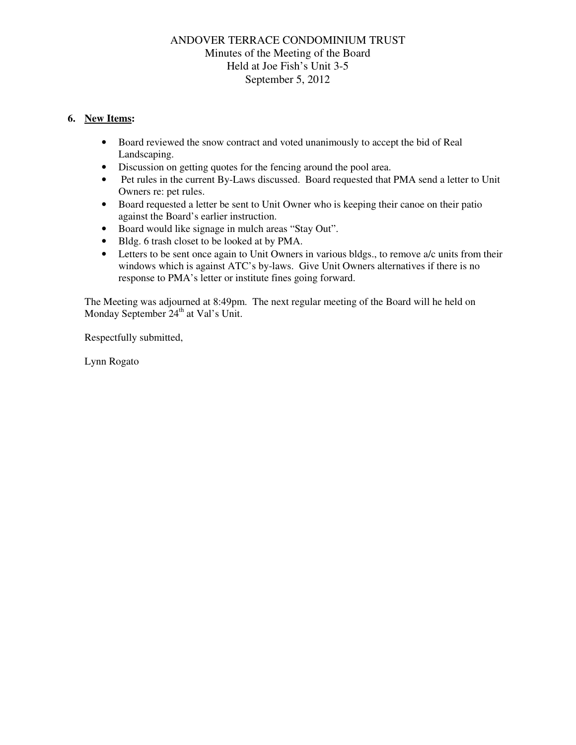ANDOVER TERRACE CONDOMINIUM TRUST
Minutes of the Meeting of the Board
Held at Joe Fish's Unit 3-5
September 5, 2012

6. **New Items**:

- Board reviewed the snow contract and voted unanimously to accept the bid of Real Landscaping.
- Discussion on getting quotes for the fencing around the pool area.
- Pet rules in the current By-Laws discussed. Board requested that PMA send a letter to Unit Owners re: pet rules.
- Board requested a letter be sent to Unit Owner who is keeping their canoe on their patio against the Board's earlier instruction.
- Board would like signage in mulch areas "Stay Out".
- Bldg. 6 trash closet to be looked at by PMA.
- Letters to be sent once again to Unit Owners in various bldgs., to remove a/c units from their windows which is against ATC's by-laws. Give Unit Owners alternatives if there is no response to PMA's letter or institute fines going forward.

The Meeting was adjourned at 8:49pm. The next regular meeting of the Board will he held on Monday September 24th at Val's Unit.

Respectfully submitted,

Lynn Rogato